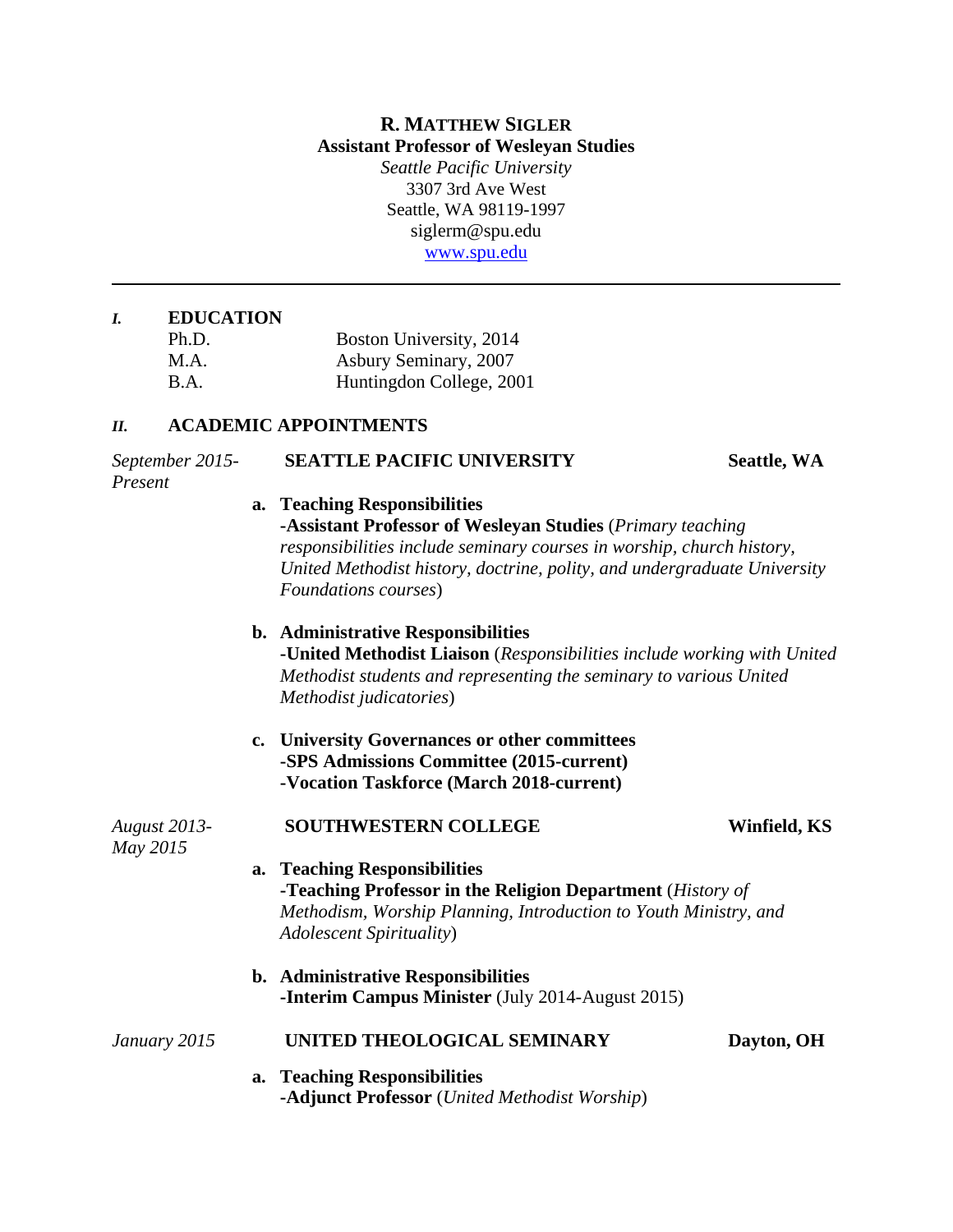**R. MATTHEW SIGLER**
**Assistant Professor of Wesleyan Studies**
*Seattle Pacific University*
3307 3rd Ave West
Seattle, WA 98119-1997
siglerm@spu.edu
[www.spu.edu](www.spu.edu)

---

## *I.* EDUCATION

| | |
|---|---|
| Ph.D. | Boston University, 2014 |
| M.A. | Asbury Seminary, 2007 |
| B.A. | Huntingdon College, 2001 |

## *II.* ACADEMIC APPOINTMENTS

*September 2015-Present* — **SEATTLE PACIFIC UNIVERSITY** — **Seattle, WA**

**a. Teaching Responsibilities**
**-Assistant Professor of Wesleyan Studies** (*Primary teaching responsibilities include seminary courses in worship, church history, United Methodist history, doctrine, polity, and undergraduate University Foundations courses*)

**b. Administrative Responsibilities**
**-United Methodist Liaison** (*Responsibilities include working with United Methodist students and representing the seminary to various United Methodist judicatories*)

**c. University Governances or other committees**
**-SPS Admissions Committee (2015-current)**
**-Vocation Taskforce (March 2018-current)**

*August 2013-May 2015* — **SOUTHWESTERN COLLEGE** — **Winfield, KS**

**a. Teaching Responsibilities**
**-Teaching Professor in the Religion Department** (*History of Methodism, Worship Planning, Introduction to Youth Ministry, and Adolescent Spirituality*)

**b. Administrative Responsibilities**
**-Interim Campus Minister** (July 2014-August 2015)

*January 2015* — **UNITED THEOLOGICAL SEMINARY** — **Dayton, OH**

**a. Teaching Responsibilities**
**-Adjunct Professor** (*United Methodist Worship*)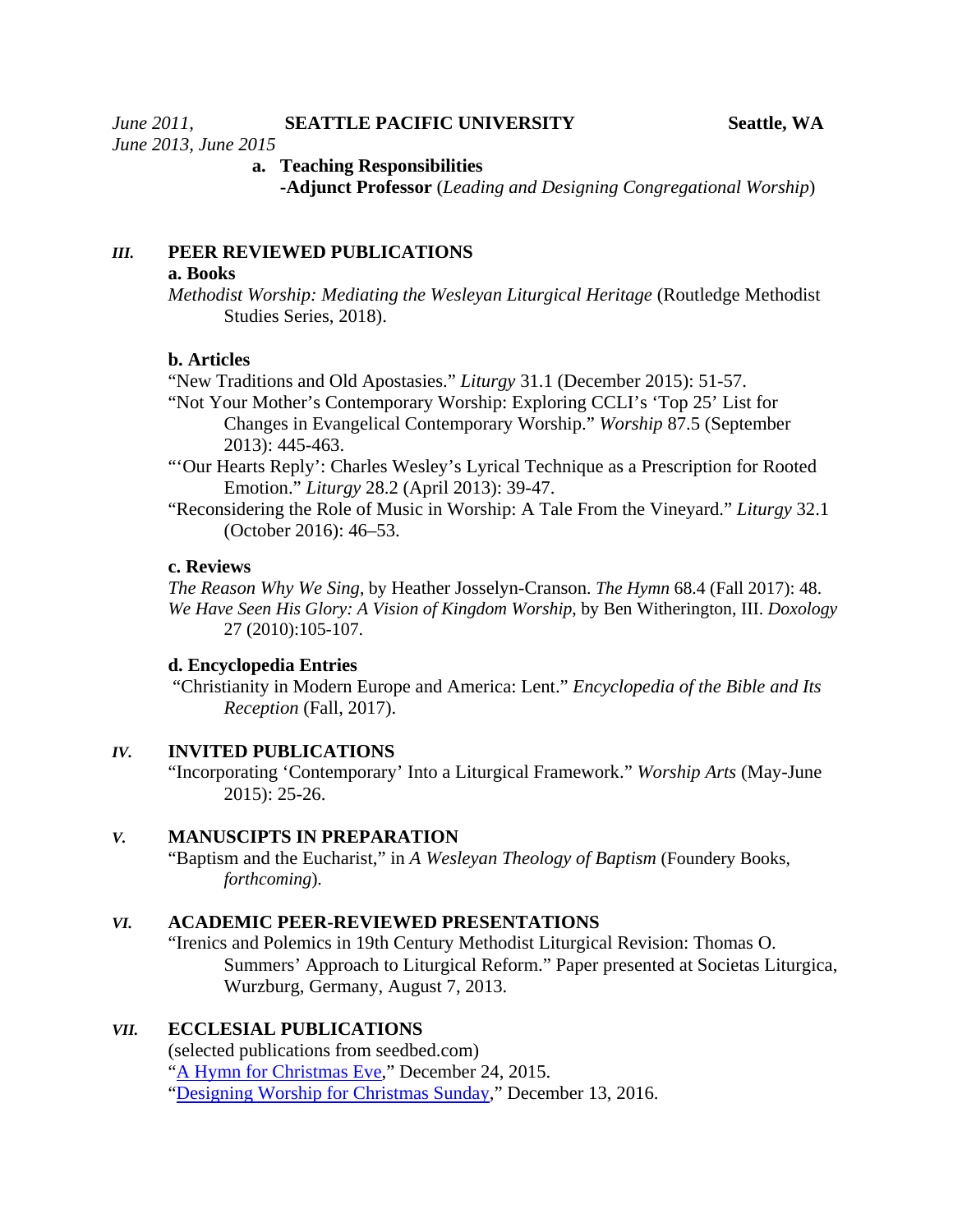*June 2011, June 2013, June 2015* **SEATTLE PACIFIC UNIVERSITY** **Seattle, WA**

**a. Teaching Responsibilities**

**-Adjunct Professor** (*Leading and Designing Congregational Worship*)

## *III.* PEER REVIEWED PUBLICATIONS

### a. Books

*Methodist Worship: Mediating the Wesleyan Liturgical Heritage* (Routledge Methodist Studies Series, 2018).

### b. Articles

"New Traditions and Old Apostasies." *Liturgy* 31.1 (December 2015): 51-57.

"Not Your Mother's Contemporary Worship: Exploring CCLI's 'Top 25' List for Changes in Evangelical Contemporary Worship." *Worship* 87.5 (September 2013): 445-463.

"'Our Hearts Reply': Charles Wesley's Lyrical Technique as a Prescription for Rooted Emotion." *Liturgy* 28.2 (April 2013): 39-47.

"Reconsidering the Role of Music in Worship: A Tale From the Vineyard." *Liturgy* 32.1 (October 2016): 46–53.

### c. Reviews

*The Reason Why We Sing*, by Heather Josselyn-Cranson. *The Hymn* 68.4 (Fall 2017): 48.

*We Have Seen His Glory: A Vision of Kingdom Worship*, by Ben Witherington, III. *Doxology* 27 (2010):105-107.

### d. Encyclopedia Entries

"Christianity in Modern Europe and America: Lent." *Encyclopedia of the Bible and Its Reception* (Fall, 2017).

## *IV.* INVITED PUBLICATIONS

"Incorporating 'Contemporary' Into a Liturgical Framework." *Worship Arts* (May-June 2015): 25-26.

## *V.* MANUSCIPTS IN PREPARATION

"Baptism and the Eucharist," in *A Wesleyan Theology of Baptism* (Foundery Books, *forthcoming*).

## *VI.* ACADEMIC PEER-REVIEWED PRESENTATIONS

"Irenics and Polemics in 19th Century Methodist Liturgical Revision: Thomas O. Summers' Approach to Liturgical Reform." Paper presented at Societas Liturgica, Wurzburg, Germany, August 7, 2013.

## *VII.* ECCLESIAL PUBLICATIONS

(selected publications from seedbed.com)

"A Hymn for Christmas Eve," December 24, 2015.

"Designing Worship for Christmas Sunday," December 13, 2016.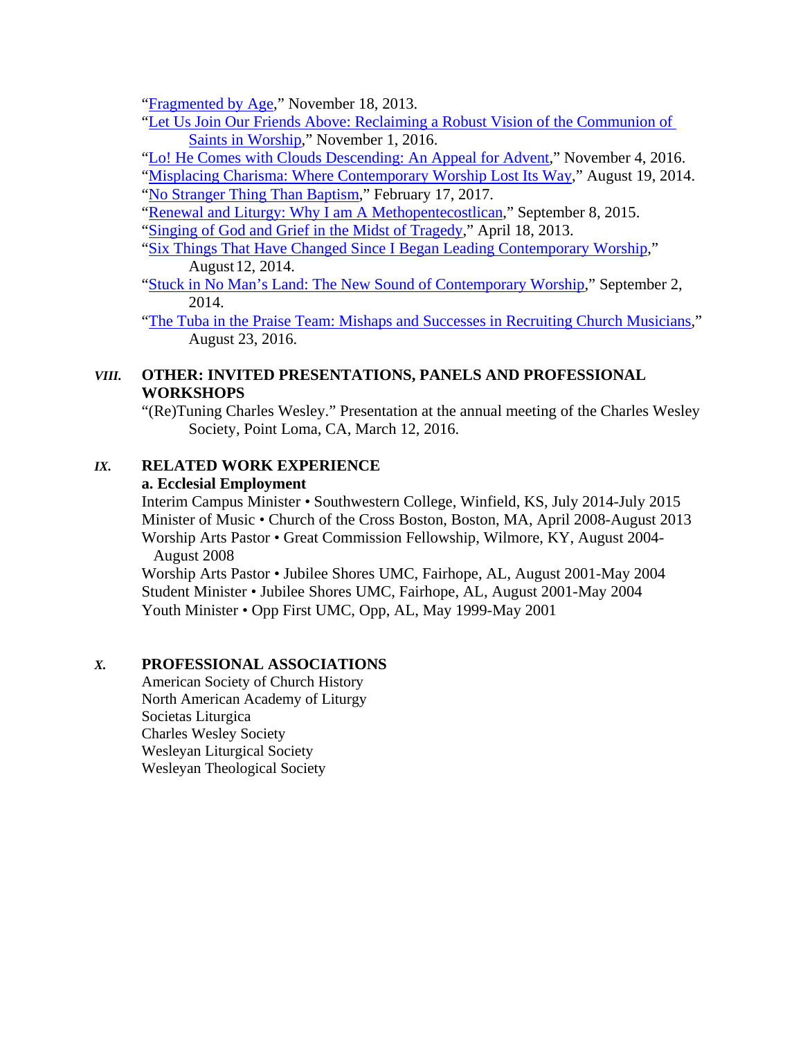"Fragmented by Age," November 18, 2013.

"Let Us Join Our Friends Above: Reclaiming a Robust Vision of the Communion of Saints in Worship," November 1, 2016.

"Lo! He Comes with Clouds Descending: An Appeal for Advent," November 4, 2016.

"Misplacing Charisma: Where Contemporary Worship Lost Its Way," August 19, 2014.

"No Stranger Thing Than Baptism," February 17, 2017.

"Renewal and Liturgy: Why I am A Methopentecostlican," September 8, 2015.

"Singing of God and Grief in the Midst of Tragedy," April 18, 2013.

"Six Things That Have Changed Since I Began Leading Contemporary Worship," August 12, 2014.

"Stuck in No Man's Land: The New Sound of Contemporary Worship," September 2, 2014.

"The Tuba in the Praise Team: Mishaps and Successes in Recruiting Church Musicians," August 23, 2016.

## *VIII.* OTHER: INVITED PRESENTATIONS, PANELS AND PROFESSIONAL WORKSHOPS

"(Re)Tuning Charles Wesley." Presentation at the annual meeting of the Charles Wesley Society, Point Loma, CA, March 12, 2016.

## *IX.* RELATED WORK EXPERIENCE

**a. Ecclesial Employment**

Interim Campus Minister • Southwestern College, Winfield, KS, July 2014-July 2015
Minister of Music • Church of the Cross Boston, Boston, MA, April 2008-August 2013
Worship Arts Pastor • Great Commission Fellowship, Wilmore, KY, August 2004-August 2008
Worship Arts Pastor • Jubilee Shores UMC, Fairhope, AL, August 2001-May 2004
Student Minister • Jubilee Shores UMC, Fairhope, AL, August 2001-May 2004
Youth Minister • Opp First UMC, Opp, AL, May 1999-May 2001

## *X.* PROFESSIONAL ASSOCIATIONS

American Society of Church History
North American Academy of Liturgy
Societas Liturgica
Charles Wesley Society
Wesleyan Liturgical Society
Wesleyan Theological Society